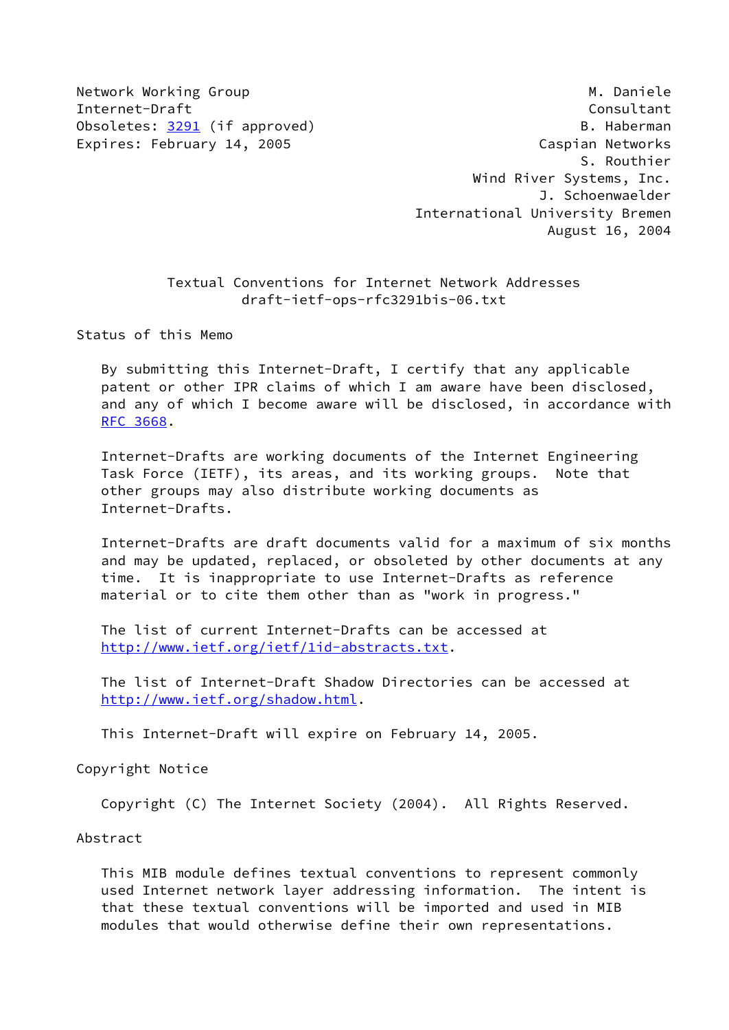Network Working Group M. Daniele
Internet-Draft Consultant
Obsoletes: 3291 (if approved) B. Haberman
Expires: February 14, 2005 Caspian Networks
S. Routhier
Wind River Systems, Inc.
J. Schoenwaelder
International University Bremen
August 16, 2004

# Textual Conventions for Internet Network Addresses
draft-ietf-ops-rfc3291bis-06.txt

## Status of this Memo

By submitting this Internet-Draft, I certify that any applicable patent or other IPR claims of which I am aware have been disclosed, and any of which I become aware will be disclosed, in accordance with RFC 3668.

Internet-Drafts are working documents of the Internet Engineering Task Force (IETF), its areas, and its working groups. Note that other groups may also distribute working documents as Internet-Drafts.

Internet-Drafts are draft documents valid for a maximum of six months and may be updated, replaced, or obsoleted by other documents at any time. It is inappropriate to use Internet-Drafts as reference material or to cite them other than as "work in progress."

The list of current Internet-Drafts can be accessed at http://www.ietf.org/ietf/1id-abstracts.txt.

The list of Internet-Draft Shadow Directories can be accessed at http://www.ietf.org/shadow.html.

This Internet-Draft will expire on February 14, 2005.

## Copyright Notice

Copyright (C) The Internet Society (2004). All Rights Reserved.

## Abstract

This MIB module defines textual conventions to represent commonly used Internet network layer addressing information. The intent is that these textual conventions will be imported and used in MIB modules that would otherwise define their own representations.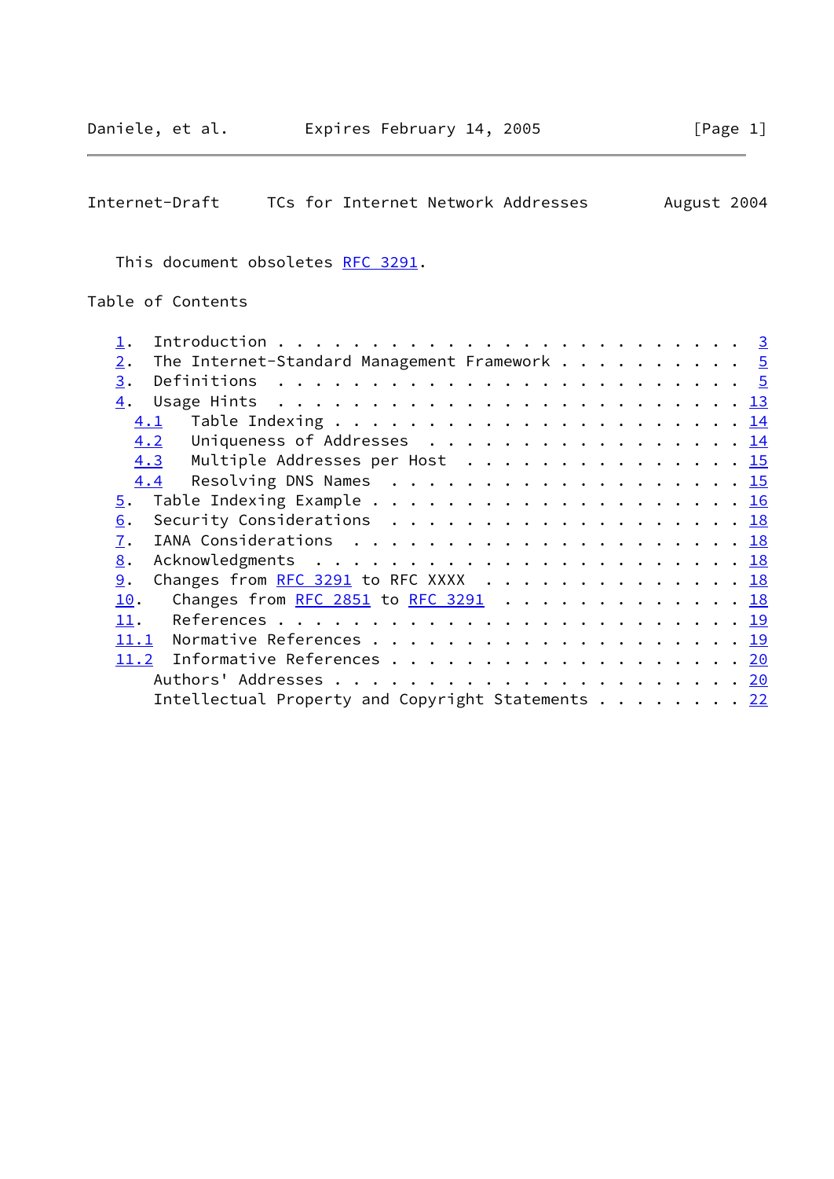This document obsoletes RFC 3291.

## Table of Contents

```
1.   Introduction . . . . . . . . . . . . . . . . . . . . . . . .  3
2.   The Internet-Standard Management Framework . . . . . . . . .  5
3.   Definitions  . . . . . . . . . . . . . . . . . . . . . . . .  5
4.   Usage Hints  . . . . . . . . . . . . . . . . . . . . . . . . 13
  4.1   Table Indexing . . . . . . . . . . . . . . . . . . . . . . 14
  4.2   Uniqueness of Addresses  . . . . . . . . . . . . . . . . . 14
  4.3   Multiple Addresses per Host  . . . . . . . . . . . . . . . 15
  4.4   Resolving DNS Names  . . . . . . . . . . . . . . . . . . . 15
5.   Table Indexing Example . . . . . . . . . . . . . . . . . . . 16
6.   Security Considerations  . . . . . . . . . . . . . . . . . . 18
7.   IANA Considerations  . . . . . . . . . . . . . . . . . . . . 18
8.   Acknowledgments  . . . . . . . . . . . . . . . . . . . . . . 18
9.   Changes from RFC 3291 to RFC XXXX  . . . . . . . . . . . . . 18
10.    Changes from RFC 2851 to RFC 3291  . . . . . . . . . . . . 18
11.    References . . . . . . . . . . . . . . . . . . . . . . . . 19
11.1   Normative References . . . . . . . . . . . . . . . . . . . 19
11.2   Informative References . . . . . . . . . . . . . . . . . . 20
     Authors' Addresses . . . . . . . . . . . . . . . . . . . . . 20
     Intellectual Property and Copyright Statements . . . . . . . 22
```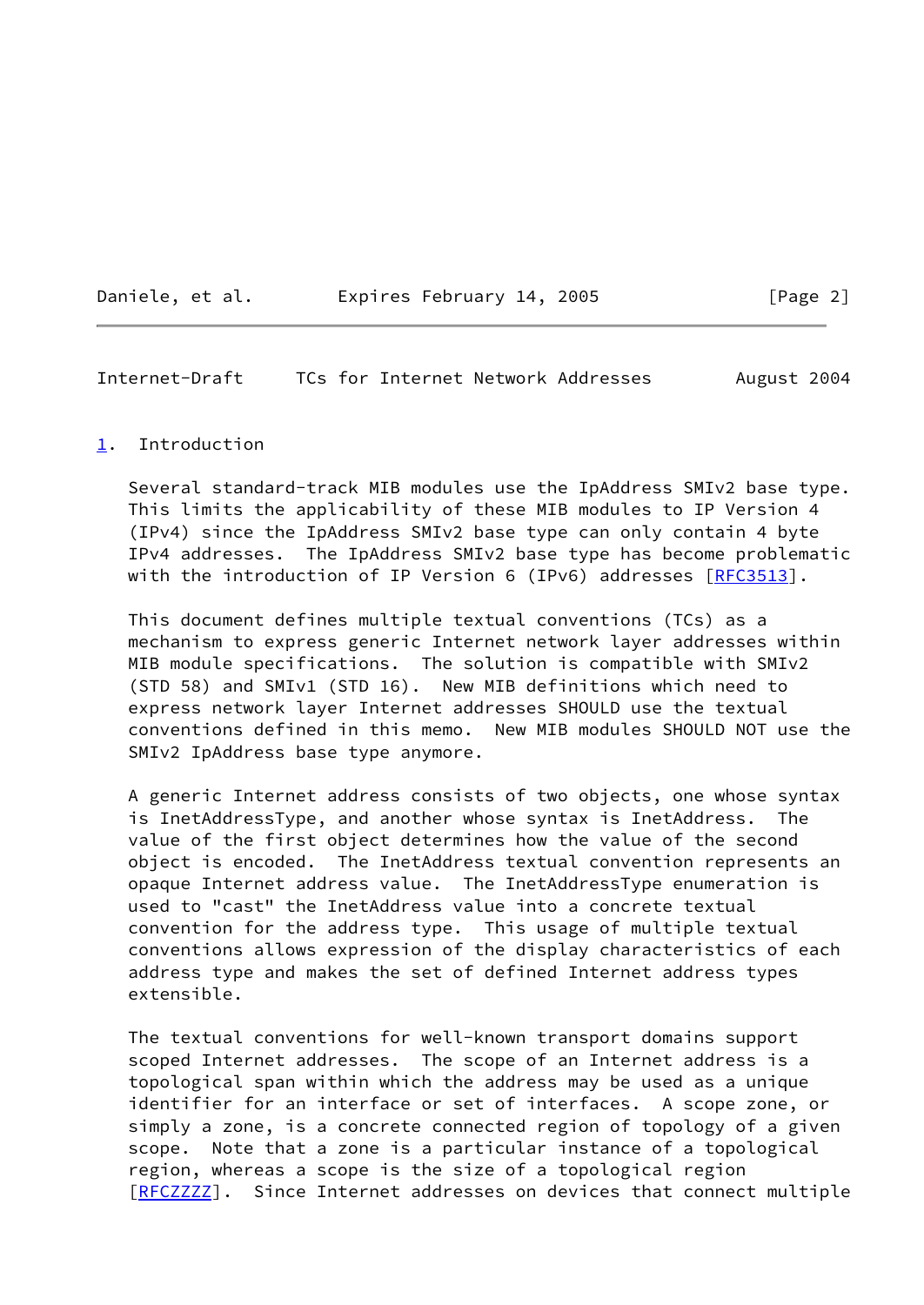# 1. Introduction

Several standard-track MIB modules use the IpAddress SMIv2 base type. This limits the applicability of these MIB modules to IP Version 4 (IPv4) since the IpAddress SMIv2 base type can only contain 4 byte IPv4 addresses. The IpAddress SMIv2 base type has become problematic with the introduction of IP Version 6 (IPv6) addresses [RFC3513].

This document defines multiple textual conventions (TCs) as a mechanism to express generic Internet network layer addresses within MIB module specifications. The solution is compatible with SMIv2 (STD 58) and SMIv1 (STD 16). New MIB definitions which need to express network layer Internet addresses SHOULD use the textual conventions defined in this memo. New MIB modules SHOULD NOT use the SMIv2 IpAddress base type anymore.

A generic Internet address consists of two objects, one whose syntax is InetAddressType, and another whose syntax is InetAddress. The value of the first object determines how the value of the second object is encoded. The InetAddress textual convention represents an opaque Internet address value. The InetAddressType enumeration is used to "cast" the InetAddress value into a concrete textual convention for the address type. This usage of multiple textual conventions allows expression of the display characteristics of each address type and makes the set of defined Internet address types extensible.

The textual conventions for well-known transport domains support scoped Internet addresses. The scope of an Internet address is a topological span within which the address may be used as a unique identifier for an interface or set of interfaces. A scope zone, or simply a zone, is a concrete connected region of topology of a given scope. Note that a zone is a particular instance of a topological region, whereas a scope is the size of a topological region [RFCZZZZ]. Since Internet addresses on devices that connect multiple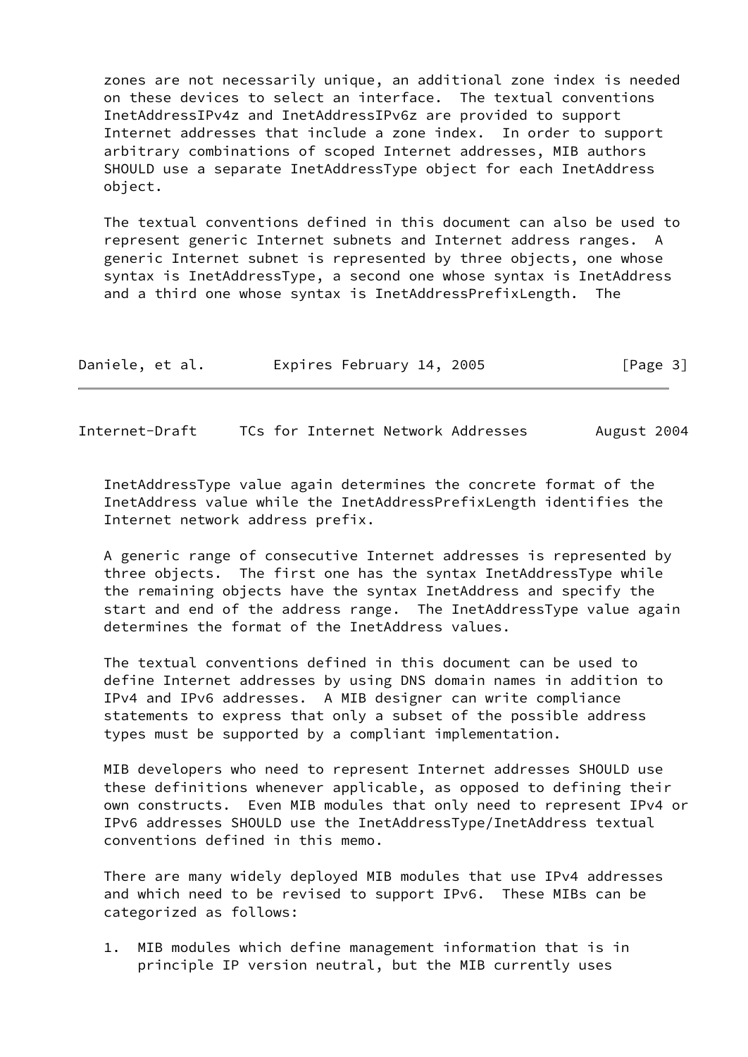zones are not necessarily unique, an additional zone index is needed on these devices to select an interface. The textual conventions InetAddressIPv4z and InetAddressIPv6z are provided to support Internet addresses that include a zone index. In order to support arbitrary combinations of scoped Internet addresses, MIB authors SHOULD use a separate InetAddressType object for each InetAddress object.

The textual conventions defined in this document can also be used to represent generic Internet subnets and Internet address ranges. A generic Internet subnet is represented by three objects, one whose syntax is InetAddressType, a second one whose syntax is InetAddress and a third one whose syntax is InetAddressPrefixLength. The InetAddressType value again determines the concrete format of the InetAddress value while the InetAddressPrefixLength identifies the Internet network address prefix.

A generic range of consecutive Internet addresses is represented by three objects. The first one has the syntax InetAddressType while the remaining objects have the syntax InetAddress and specify the start and end of the address range. The InetAddressType value again determines the format of the InetAddress values.

The textual conventions defined in this document can be used to define Internet addresses by using DNS domain names in addition to IPv4 and IPv6 addresses. A MIB designer can write compliance statements to express that only a subset of the possible address types must be supported by a compliant implementation.

MIB developers who need to represent Internet addresses SHOULD use these definitions whenever applicable, as opposed to defining their own constructs. Even MIB modules that only need to represent IPv4 or IPv6 addresses SHOULD use the InetAddressType/InetAddress textual conventions defined in this memo.

There are many widely deployed MIB modules that use IPv4 addresses and which need to be revised to support IPv6. These MIBs can be categorized as follows:

1. MIB modules which define management information that is in principle IP version neutral, but the MIB currently uses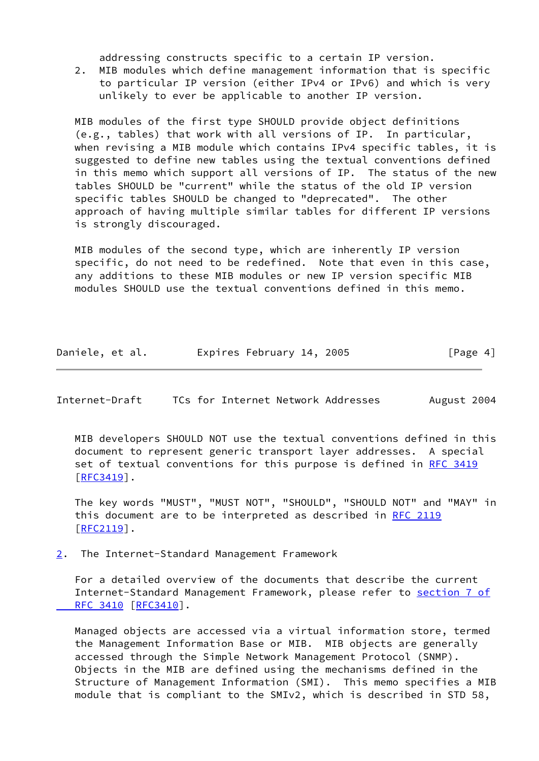addressing constructs specific to a certain IP version.

2. MIB modules which define management information that is specific to particular IP version (either IPv4 or IPv6) and which is very unlikely to ever be applicable to another IP version.

MIB modules of the first type SHOULD provide object definitions (e.g., tables) that work with all versions of IP. In particular, when revising a MIB module which contains IPv4 specific tables, it is suggested to define new tables using the textual conventions defined in this memo which support all versions of IP. The status of the new tables SHOULD be "current" while the status of the old IP version specific tables SHOULD be changed to "deprecated". The other approach of having multiple similar tables for different IP versions is strongly discouraged.

MIB modules of the second type, which are inherently IP version specific, do not need to be redefined. Note that even in this case, any additions to these MIB modules or new IP version specific MIB modules SHOULD use the textual conventions defined in this memo.

MIB developers SHOULD NOT use the textual conventions defined in this document to represent generic transport layer addresses. A special set of textual conventions for this purpose is defined in RFC 3419 [RFC3419].

The key words "MUST", "MUST NOT", "SHOULD", "SHOULD NOT" and "MAY" in this document are to be interpreted as described in RFC 2119 [RFC2119].

## 2. The Internet-Standard Management Framework

For a detailed overview of the documents that describe the current Internet-Standard Management Framework, please refer to section 7 of RFC 3410 [RFC3410].

Managed objects are accessed via a virtual information store, termed the Management Information Base or MIB. MIB objects are generally accessed through the Simple Network Management Protocol (SNMP). Objects in the MIB are defined using the mechanisms defined in the Structure of Management Information (SMI). This memo specifies a MIB module that is compliant to the SMIv2, which is described in STD 58,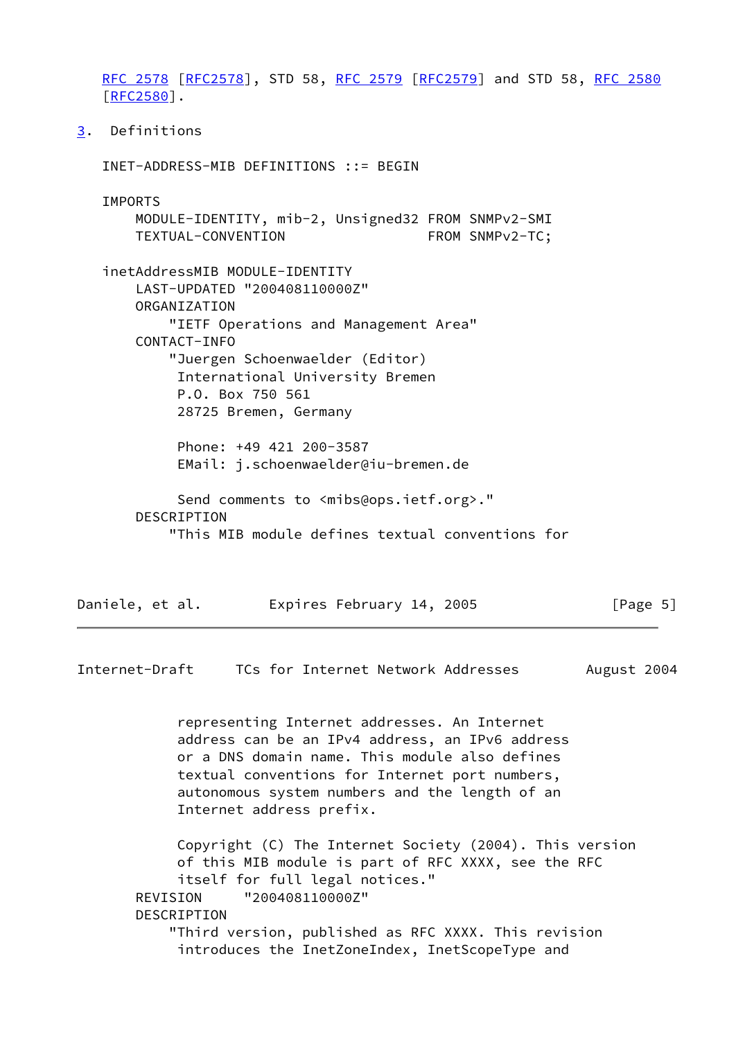RFC 2578 [RFC2578], STD 58, RFC 2579 [RFC2579] and STD 58, RFC 2580 [RFC2580].

## 3. Definitions

```
INET-ADDRESS-MIB DEFINITIONS ::= BEGIN

IMPORTS
    MODULE-IDENTITY, mib-2, Unsigned32 FROM SNMPv2-SMI
    TEXTUAL-CONVENTION                 FROM SNMPv2-TC;

inetAddressMIB MODULE-IDENTITY
    LAST-UPDATED "200408110000Z"
    ORGANIZATION
        "IETF Operations and Management Area"
    CONTACT-INFO
        "Juergen Schoenwaelder (Editor)
         International University Bremen
         P.O. Box 750 561
         28725 Bremen, Germany

         Phone: +49 421 200-3587
         EMail: j.schoenwaelder@iu-bremen.de

         Send comments to <mibs@ops.ietf.org>."
    DESCRIPTION
        "This MIB module defines textual conventions for
         representing Internet addresses. An Internet
         address can be an IPv4 address, an IPv6 address
         or a DNS domain name. This module also defines
         textual conventions for Internet port numbers,
         autonomous system numbers and the length of an
         Internet address prefix.

         Copyright (C) The Internet Society (2004). This version
         of this MIB module is part of RFC XXXX, see the RFC
         itself for full legal notices."
    REVISION     "200408110000Z"
    DESCRIPTION
        "Third version, published as RFC XXXX. This revision
         introduces the InetZoneIndex, InetScopeType and
```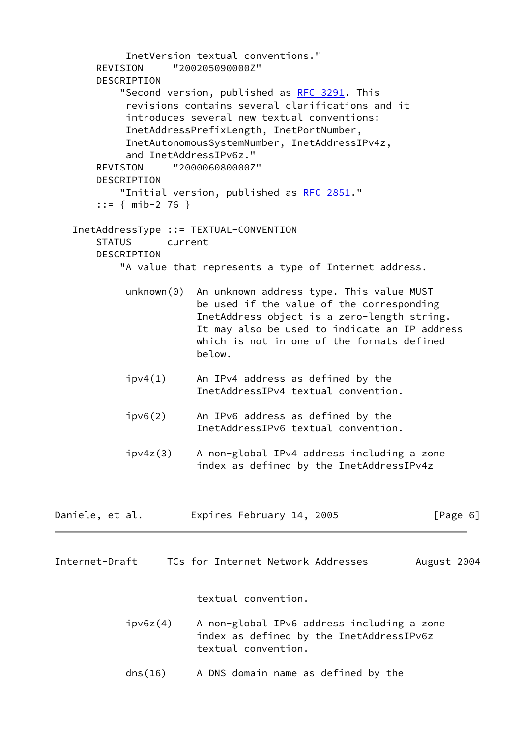```
        InetVersion textual conventions."
    REVISION     "200205090000Z"
    DESCRIPTION
       "Second version, published as RFC 3291. This
        revisions contains several clarifications and it
        introduces several new textual conventions:
        InetAddressPrefixLength, InetPortNumber,
        InetAutonomousSystemNumber, InetAddressIPv4z,
        and InetAddressIPv6z."
    REVISION     "200006080000Z"
    DESCRIPTION
       "Initial version, published as RFC 2851."
    ::= { mib-2 76 }

InetAddressType ::= TEXTUAL-CONVENTION
    STATUS      current
    DESCRIPTION
       "A value that represents a type of Internet address.

        unknown(0)  An unknown address type. This value MUST
                    be used if the value of the corresponding
                    InetAddress object is a zero-length string.
                    It may also be used to indicate an IP address
                    which is not in one of the formats defined
                    below.

        ipv4(1)     An IPv4 address as defined by the
                    InetAddressIPv4 textual convention.

        ipv6(2)     An IPv6 address as defined by the
                    InetAddressIPv6 textual convention.

        ipv4z(3)    A non-global IPv4 address including a zone
                    index as defined by the InetAddressIPv4z
                    textual convention.

        ipv6z(4)    A non-global IPv6 address including a zone
                    index as defined by the InetAddressIPv6z
                    textual convention.

        dns(16)     A DNS domain name as defined by the
```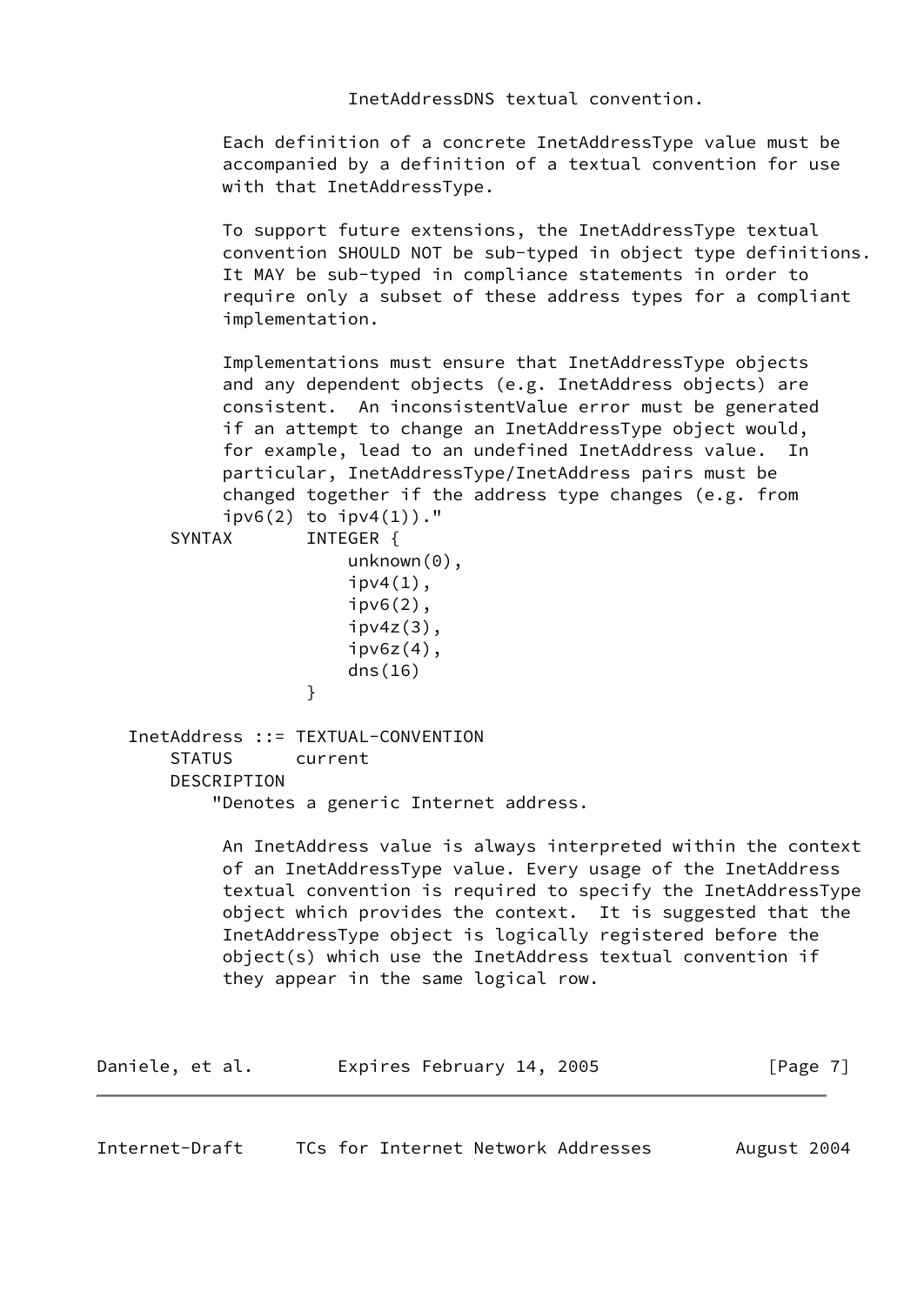```
                    InetAddressDNS textual convention.

            Each definition of a concrete InetAddressType value must be
            accompanied by a definition of a textual convention for use
            with that InetAddressType.

            To support future extensions, the InetAddressType textual
            convention SHOULD NOT be sub-typed in object type definitions.
            It MAY be sub-typed in compliance statements in order to
            require only a subset of these address types for a compliant
            implementation.

            Implementations must ensure that InetAddressType objects
            and any dependent objects (e.g. InetAddress objects) are
            consistent.  An inconsistentValue error must be generated
            if an attempt to change an InetAddressType object would,
            for example, lead to an undefined InetAddress value.  In
            particular, InetAddressType/InetAddress pairs must be
            changed together if the address type changes (e.g. from
            ipv6(2) to ipv4(1))."
       SYNTAX       INTEGER {
                        unknown(0),
                        ipv4(1),
                        ipv6(2),
                        ipv4z(3),
                        ipv6z(4),
                        dns(16)
                    }

   InetAddress ::= TEXTUAL-CONVENTION
       STATUS      current
       DESCRIPTION
           "Denotes a generic Internet address.

            An InetAddress value is always interpreted within the context
            of an InetAddressType value. Every usage of the InetAddress
            textual convention is required to specify the InetAddressType
            object which provides the context.  It is suggested that the
            InetAddressType object is logically registered before the
            object(s) which use the InetAddress textual convention if
            they appear in the same logical row.
```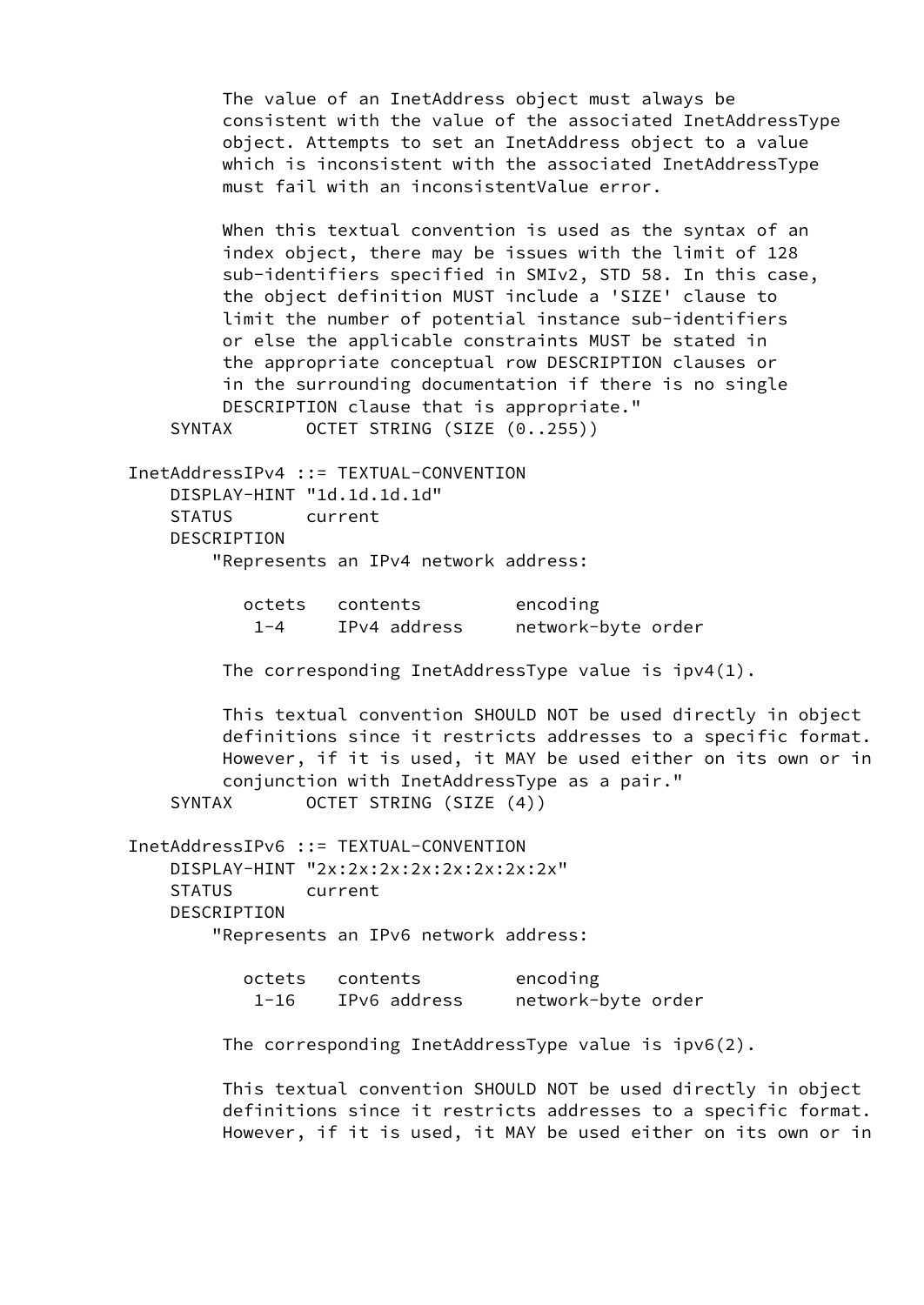```
         The value of an InetAddress object must always be
         consistent with the value of the associated InetAddressType
         object. Attempts to set an InetAddress object to a value
         which is inconsistent with the associated InetAddressType
         must fail with an inconsistentValue error.

         When this textual convention is used as the syntax of an
         index object, there may be issues with the limit of 128
         sub-identifiers specified in SMIv2, STD 58. In this case,
         the object definition MUST include a 'SIZE' clause to
         limit the number of potential instance sub-identifiers
         or else the applicable constraints MUST be stated in
         the appropriate conceptual row DESCRIPTION clauses or
         in the surrounding documentation if there is no single
         DESCRIPTION clause that is appropriate."
    SYNTAX       OCTET STRING (SIZE (0..255))

InetAddressIPv4 ::= TEXTUAL-CONVENTION
    DISPLAY-HINT "1d.1d.1d.1d"
    STATUS       current
    DESCRIPTION
        "Represents an IPv4 network address:

          octets   contents         encoding
           1-4     IPv4 address     network-byte order

         The corresponding InetAddressType value is ipv4(1).

         This textual convention SHOULD NOT be used directly in object
         definitions since it restricts addresses to a specific format.
         However, if it is used, it MAY be used either on its own or in
         conjunction with InetAddressType as a pair."
    SYNTAX       OCTET STRING (SIZE (4))

InetAddressIPv6 ::= TEXTUAL-CONVENTION
    DISPLAY-HINT "2x:2x:2x:2x:2x:2x:2x:2x"
    STATUS       current
    DESCRIPTION
        "Represents an IPv6 network address:

          octets   contents         encoding
           1-16    IPv6 address     network-byte order

         The corresponding InetAddressType value is ipv6(2).

         This textual convention SHOULD NOT be used directly in object
         definitions since it restricts addresses to a specific format.
         However, if it is used, it MAY be used either on its own or in
```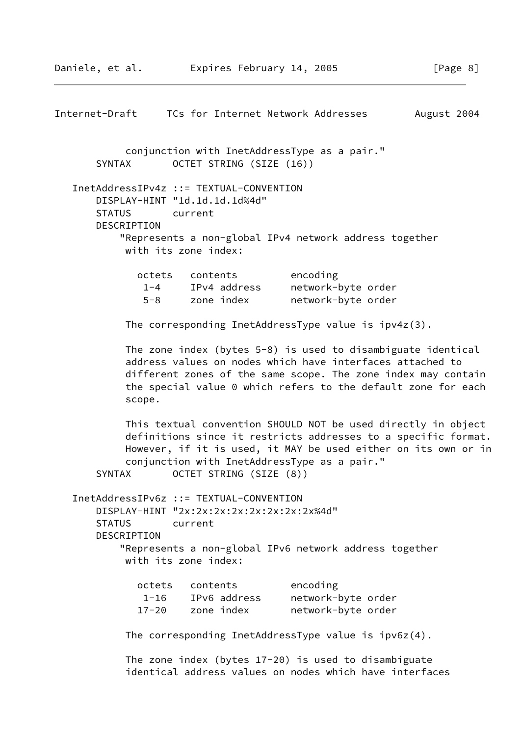```
         conjunction with InetAddressType as a pair."
    SYNTAX       OCTET STRING (SIZE (16))

InetAddressIPv4z ::= TEXTUAL-CONVENTION
    DISPLAY-HINT "1d.1d.1d.1d%4d"
    STATUS       current
    DESCRIPTION
        "Represents a non-global IPv4 network address together
         with its zone index:

           octets   contents         encoding
            1-4     IPv4 address     network-byte order
            5-8     zone index       network-byte order

         The corresponding InetAddressType value is ipv4z(3).

         The zone index (bytes 5-8) is used to disambiguate identical
         address values on nodes which have interfaces attached to
         different zones of the same scope. The zone index may contain
         the special value 0 which refers to the default zone for each
         scope.

         This textual convention SHOULD NOT be used directly in object
         definitions since it restricts addresses to a specific format.
         However, if it is used, it MAY be used either on its own or in
         conjunction with InetAddressType as a pair."
    SYNTAX       OCTET STRING (SIZE (8))

InetAddressIPv6z ::= TEXTUAL-CONVENTION
    DISPLAY-HINT "2x:2x:2x:2x:2x:2x:2x:2x%4d"
    STATUS       current
    DESCRIPTION
        "Represents a non-global IPv6 network address together
         with its zone index:

           octets   contents         encoding
            1-16    IPv6 address     network-byte order
           17-20    zone index       network-byte order

         The corresponding InetAddressType value is ipv6z(4).

         The zone index (bytes 17-20) is used to disambiguate
         identical address values on nodes which have interfaces
```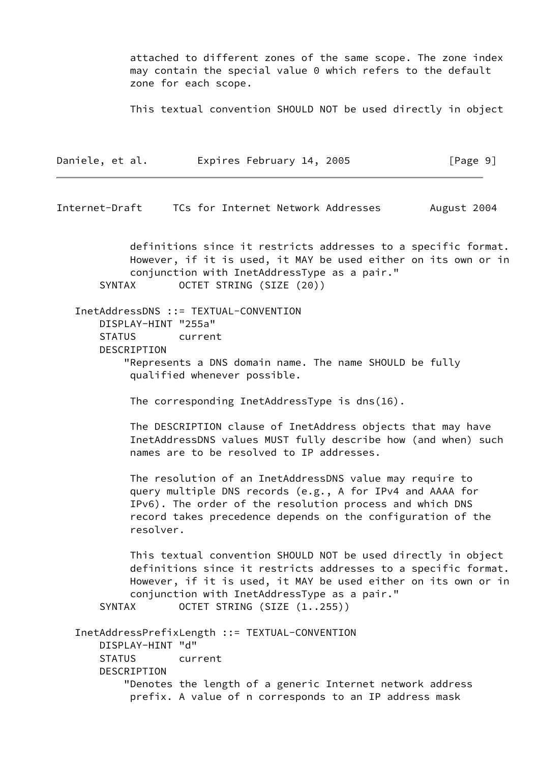```
         attached to different zones of the same scope. The zone index
         may contain the special value 0 which refers to the default
         zone for each scope.

         This textual convention SHOULD NOT be used directly in object
         definitions since it restricts addresses to a specific format.
         However, if it is used, it MAY be used either on its own or in
         conjunction with InetAddressType as a pair."
    SYNTAX       OCTET STRING (SIZE (20))

InetAddressDNS ::= TEXTUAL-CONVENTION
    DISPLAY-HINT "255a"
    STATUS       current
    DESCRIPTION
        "Represents a DNS domain name. The name SHOULD be fully
         qualified whenever possible.

         The corresponding InetAddressType is dns(16).

         The DESCRIPTION clause of InetAddress objects that may have
         InetAddressDNS values MUST fully describe how (and when) such
         names are to be resolved to IP addresses.

         The resolution of an InetAddressDNS value may require to
         query multiple DNS records (e.g., A for IPv4 and AAAA for
         IPv6). The order of the resolution process and which DNS
         record takes precedence depends on the configuration of the
         resolver.

         This textual convention SHOULD NOT be used directly in object
         definitions since it restricts addresses to a specific format.
         However, if it is used, it MAY be used either on its own or in
         conjunction with InetAddressType as a pair."
    SYNTAX       OCTET STRING (SIZE (1..255))

InetAddressPrefixLength ::= TEXTUAL-CONVENTION
    DISPLAY-HINT "d"
    STATUS       current
    DESCRIPTION
        "Denotes the length of a generic Internet network address
         prefix. A value of n corresponds to an IP address mask
```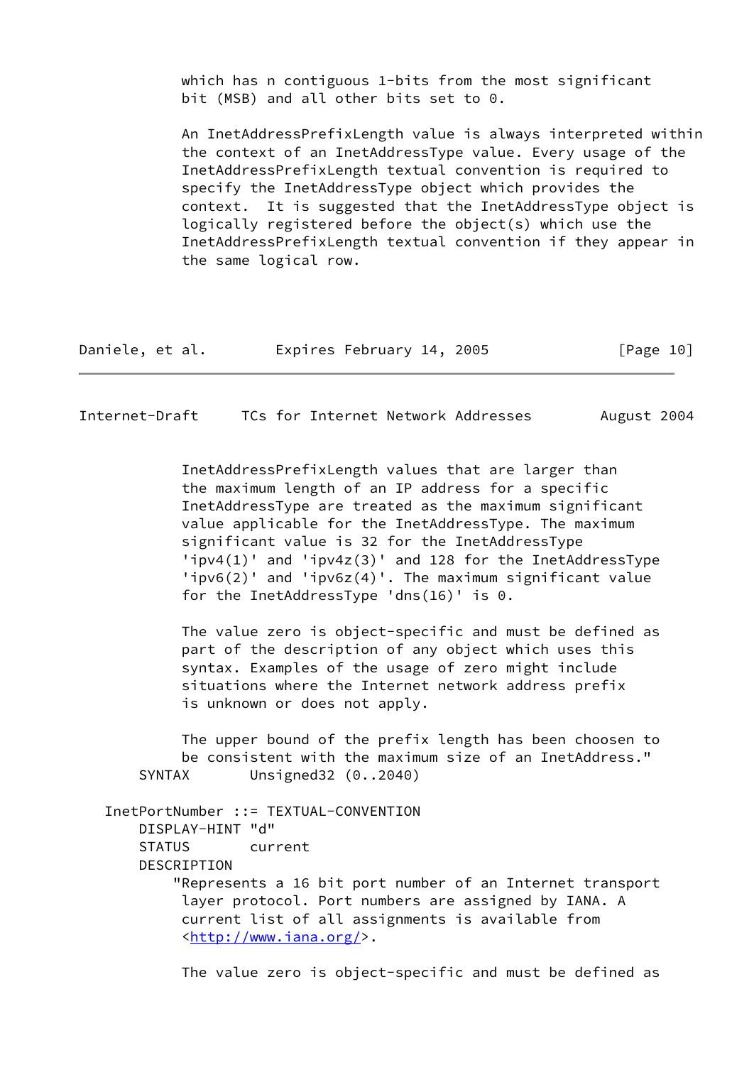which has n contiguous 1-bits from the most significant bit (MSB) and all other bits set to 0.

An InetAddressPrefixLength value is always interpreted within the context of an InetAddressType value. Every usage of the InetAddressPrefixLength textual convention is required to specify the InetAddressType object which provides the context. It is suggested that the InetAddressType object is logically registered before the object(s) which use the InetAddressPrefixLength textual convention if they appear in the same logical row.

InetAddressPrefixLength values that are larger than the maximum length of an IP address for a specific InetAddressType are treated as the maximum significant value applicable for the InetAddressType. The maximum significant value is 32 for the InetAddressType 'ipv4(1)' and 'ipv4z(3)' and 128 for the InetAddressType 'ipv6(2)' and 'ipv6z(4)'. The maximum significant value for the InetAddressType 'dns(16)' is 0.

The value zero is object-specific and must be defined as part of the description of any object which uses this syntax. Examples of the usage of zero might include situations where the Internet network address prefix is unknown or does not apply.

The upper bound of the prefix length has been choosen to be consistent with the maximum size of an InetAddress."

```
    SYNTAX       Unsigned32 (0..2040)

InetPortNumber ::= TEXTUAL-CONVENTION
    DISPLAY-HINT "d"
    STATUS       current
    DESCRIPTION
        "Represents a 16 bit port number of an Internet transport
         layer protocol. Port numbers are assigned by IANA. A
         current list of all assignments is available from
         <http://www.iana.org/>.

         The value zero is object-specific and must be defined as
```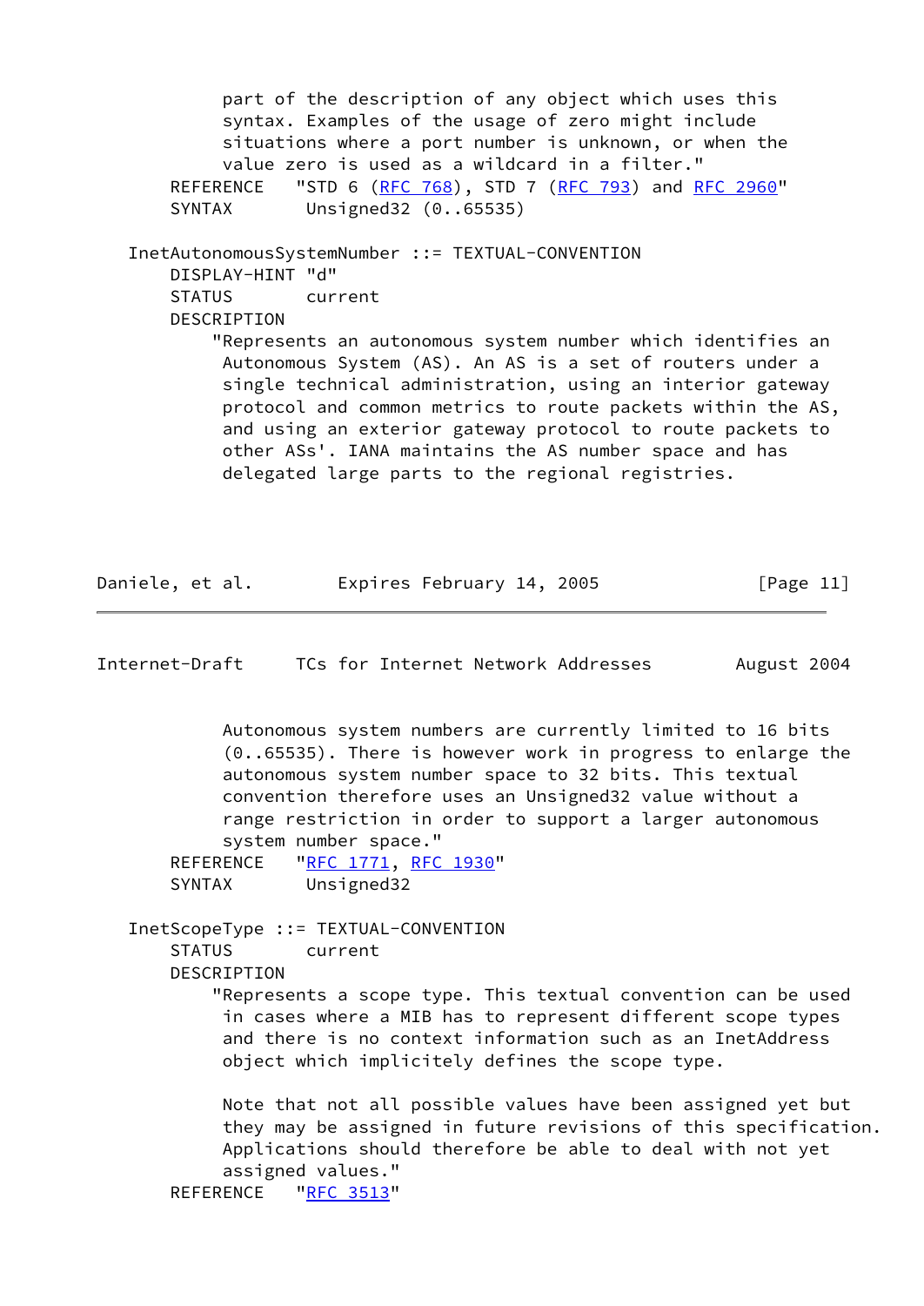```
          part of the description of any object which uses this
          syntax. Examples of the usage of zero might include
          situations where a port number is unknown, or when the
          value zero is used as a wildcard in a filter."
     REFERENCE   "STD 6 (RFC 768), STD 7 (RFC 793) and RFC 2960"
     SYNTAX      Unsigned32 (0..65535)

 InetAutonomousSystemNumber ::= TEXTUAL-CONVENTION
     DISPLAY-HINT "d"
     STATUS      current
     DESCRIPTION
         "Represents an autonomous system number which identifies an
          Autonomous System (AS). An AS is a set of routers under a
          single technical administration, using an interior gateway
          protocol and common metrics to route packets within the AS,
          and using an exterior gateway protocol to route packets to
          other ASs'. IANA maintains the AS number space and has
          delegated large parts to the regional registries.

          Autonomous system numbers are currently limited to 16 bits
          (0..65535). There is however work in progress to enlarge the
          autonomous system number space to 32 bits. This textual
          convention therefore uses an Unsigned32 value without a
          range restriction in order to support a larger autonomous
          system number space."
     REFERENCE   "RFC 1771, RFC 1930"
     SYNTAX      Unsigned32

 InetScopeType ::= TEXTUAL-CONVENTION
     STATUS      current
     DESCRIPTION
         "Represents a scope type. This textual convention can be used
          in cases where a MIB has to represent different scope types
          and there is no context information such as an InetAddress
          object which implicitely defines the scope type.

          Note that not all possible values have been assigned yet but
          they may be assigned in future revisions of this specification.
          Applications should therefore be able to deal with not yet
          assigned values."
     REFERENCE   "RFC 3513"
```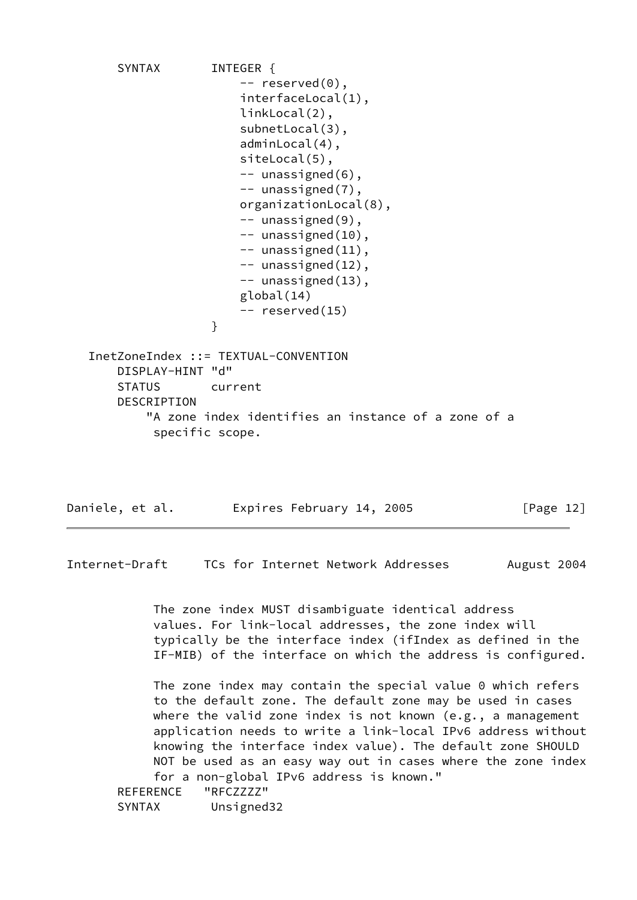```
       SYNTAX       INTEGER {
                        -- reserved(0),
                        interfaceLocal(1),
                        linkLocal(2),
                        subnetLocal(3),
                        adminLocal(4),
                        siteLocal(5),
                        -- unassigned(6),
                        -- unassigned(7),
                        organizationLocal(8),
                        -- unassigned(9),
                        -- unassigned(10),
                        -- unassigned(11),
                        -- unassigned(12),
                        -- unassigned(13),
                        global(14)
                        -- reserved(15)
                    }

   InetZoneIndex ::= TEXTUAL-CONVENTION
       DISPLAY-HINT "d"
       STATUS       current
       DESCRIPTION
           "A zone index identifies an instance of a zone of a
            specific scope.

            The zone index MUST disambiguate identical address
            values. For link-local addresses, the zone index will
            typically be the interface index (ifIndex as defined in the
            IF-MIB) of the interface on which the address is configured.

            The zone index may contain the special value 0 which refers
            to the default zone. The default zone may be used in cases
            where the valid zone index is not known (e.g., a management
            application needs to write a link-local IPv6 address without
            knowing the interface index value). The default zone SHOULD
            NOT be used as an easy way out in cases where the zone index
            for a non-global IPv6 address is known."
       REFERENCE   "RFCZZZZ"
       SYNTAX       Unsigned32
```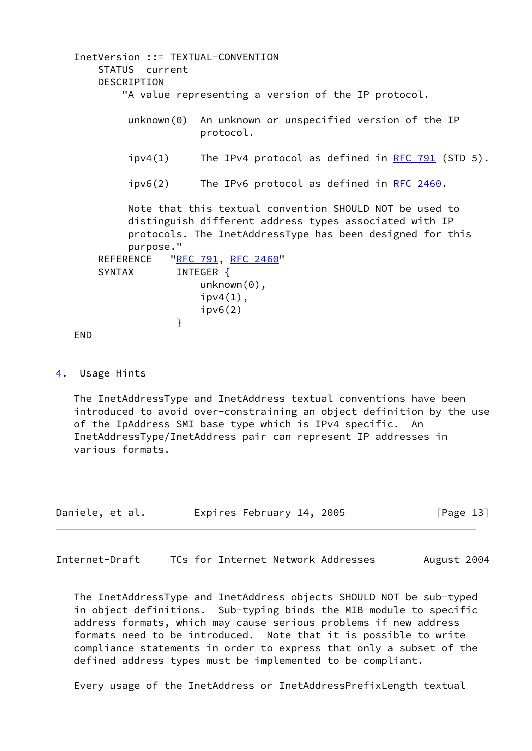```
   InetVersion ::= TEXTUAL-CONVENTION
       STATUS  current
       DESCRIPTION
           "A value representing a version of the IP protocol.

            unknown(0)  An unknown or unspecified version of the IP
                        protocol.

            ipv4(1)     The IPv4 protocol as defined in RFC 791 (STD 5).

            ipv6(2)     The IPv6 protocol as defined in RFC 2460.

            Note that this textual convention SHOULD NOT be used to
            distinguish different address types associated with IP
            protocols. The InetAddressType has been designed for this
            purpose."
       REFERENCE   "RFC 791, RFC 2460"
       SYNTAX       INTEGER {
                        unknown(0),
                        ipv4(1),
                        ipv6(2)
                    }
   END
```

## 4. Usage Hints

The InetAddressType and InetAddress textual conventions have been introduced to avoid over-constraining an object definition by the use of the IpAddress SMI base type which is IPv4 specific. An InetAddressType/InetAddress pair can represent IP addresses in various formats.

The InetAddressType and InetAddress objects SHOULD NOT be sub-typed in object definitions. Sub-typing binds the MIB module to specific address formats, which may cause serious problems if new address formats need to be introduced. Note that it is possible to write compliance statements in order to express that only a subset of the defined address types must be implemented to be compliant.

Every usage of the InetAddress or InetAddressPrefixLength textual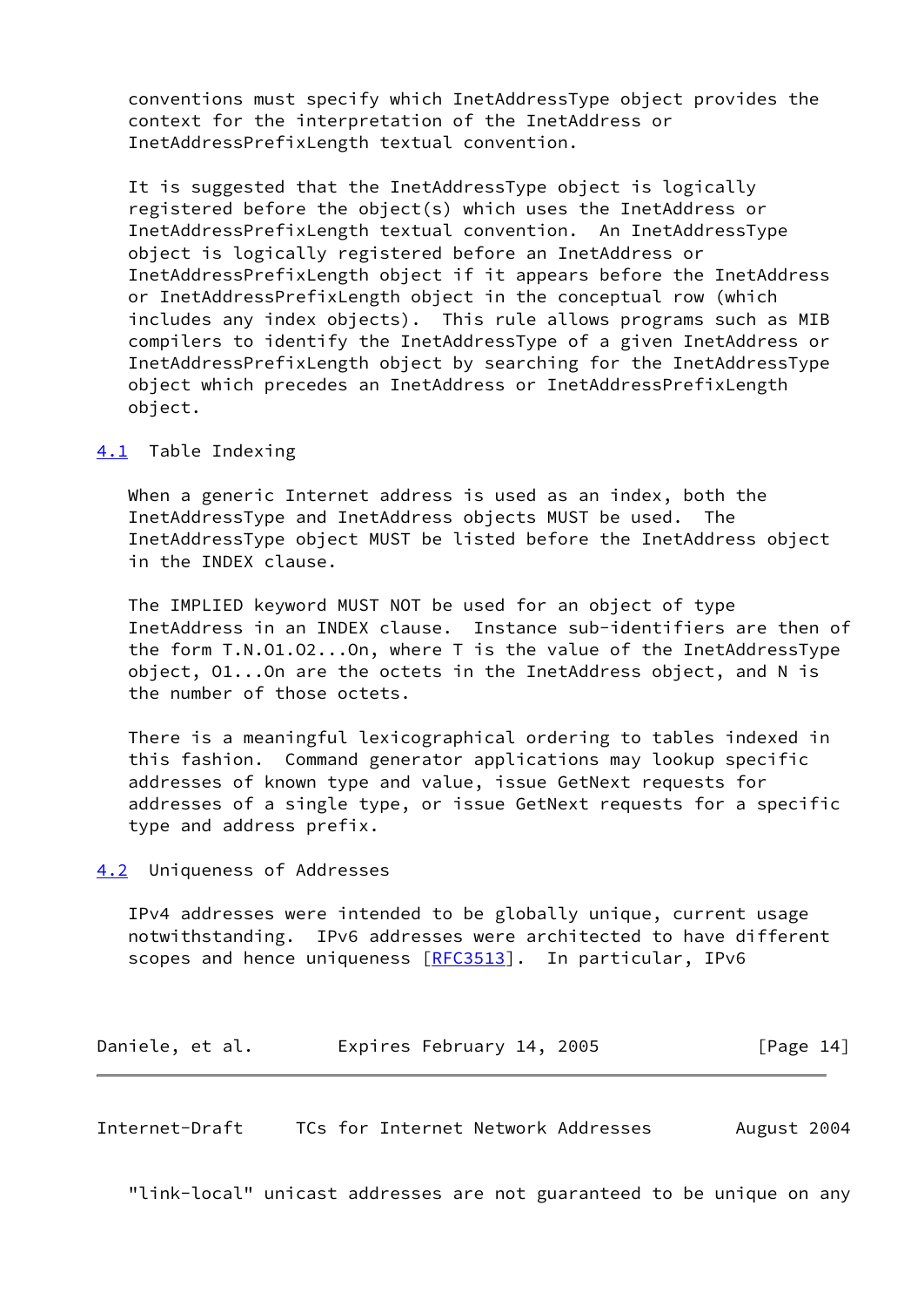conventions must specify which InetAddressType object provides the context for the interpretation of the InetAddress or InetAddressPrefixLength textual convention.

It is suggested that the InetAddressType object is logically registered before the object(s) which uses the InetAddress or InetAddressPrefixLength textual convention. An InetAddressType object is logically registered before an InetAddress or InetAddressPrefixLength object if it appears before the InetAddress or InetAddressPrefixLength object in the conceptual row (which includes any index objects). This rule allows programs such as MIB compilers to identify the InetAddressType of a given InetAddress or InetAddressPrefixLength object by searching for the InetAddressType object which precedes an InetAddress or InetAddressPrefixLength object.

## 4.1 Table Indexing

When a generic Internet address is used as an index, both the InetAddressType and InetAddress objects MUST be used. The InetAddressType object MUST be listed before the InetAddress object in the INDEX clause.

The IMPLIED keyword MUST NOT be used for an object of type InetAddress in an INDEX clause. Instance sub-identifiers are then of the form T.N.O1.O2...On, where T is the value of the InetAddressType object, O1...On are the octets in the InetAddress object, and N is the number of those octets.

There is a meaningful lexicographical ordering to tables indexed in this fashion. Command generator applications may lookup specific addresses of known type and value, issue GetNext requests for addresses of a single type, or issue GetNext requests for a specific type and address prefix.

## 4.2 Uniqueness of Addresses

IPv4 addresses were intended to be globally unique, current usage notwithstanding. IPv6 addresses were architected to have different scopes and hence uniqueness [RFC3513]. In particular, IPv6 "link-local" unicast addresses are not guaranteed to be unique on any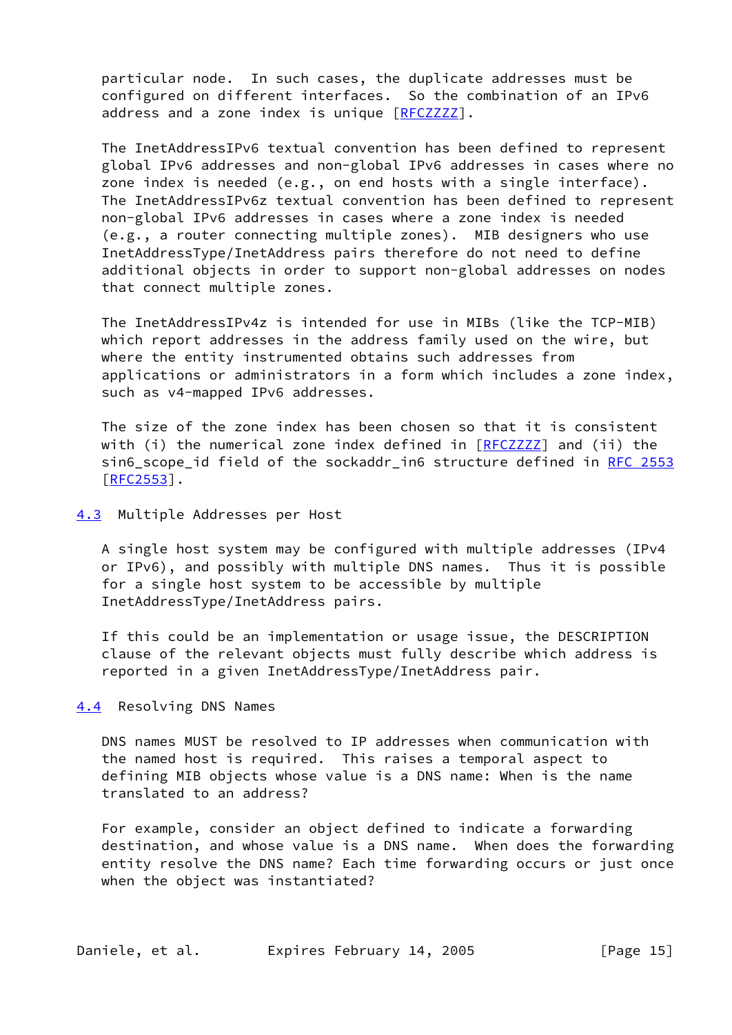particular node. In such cases, the duplicate addresses must be configured on different interfaces. So the combination of an IPv6 address and a zone index is unique [RFCZZZZ].

The InetAddressIPv6 textual convention has been defined to represent global IPv6 addresses and non-global IPv6 addresses in cases where no zone index is needed (e.g., on end hosts with a single interface). The InetAddressIPv6z textual convention has been defined to represent non-global IPv6 addresses in cases where a zone index is needed (e.g., a router connecting multiple zones). MIB designers who use InetAddressType/InetAddress pairs therefore do not need to define additional objects in order to support non-global addresses on nodes that connect multiple zones.

The InetAddressIPv4z is intended for use in MIBs (like the TCP-MIB) which report addresses in the address family used on the wire, but where the entity instrumented obtains such addresses from applications or administrators in a form which includes a zone index, such as v4-mapped IPv6 addresses.

The size of the zone index has been chosen so that it is consistent with (i) the numerical zone index defined in [RFCZZZZ] and (ii) the sin6_scope_id field of the sockaddr_in6 structure defined in RFC 2553 [RFC2553].

## 4.3 Multiple Addresses per Host

A single host system may be configured with multiple addresses (IPv4 or IPv6), and possibly with multiple DNS names. Thus it is possible for a single host system to be accessible by multiple InetAddressType/InetAddress pairs.

If this could be an implementation or usage issue, the DESCRIPTION clause of the relevant objects must fully describe which address is reported in a given InetAddressType/InetAddress pair.

## 4.4 Resolving DNS Names

DNS names MUST be resolved to IP addresses when communication with the named host is required. This raises a temporal aspect to defining MIB objects whose value is a DNS name: When is the name translated to an address?

For example, consider an object defined to indicate a forwarding destination, and whose value is a DNS name. When does the forwarding entity resolve the DNS name? Each time forwarding occurs or just once when the object was instantiated?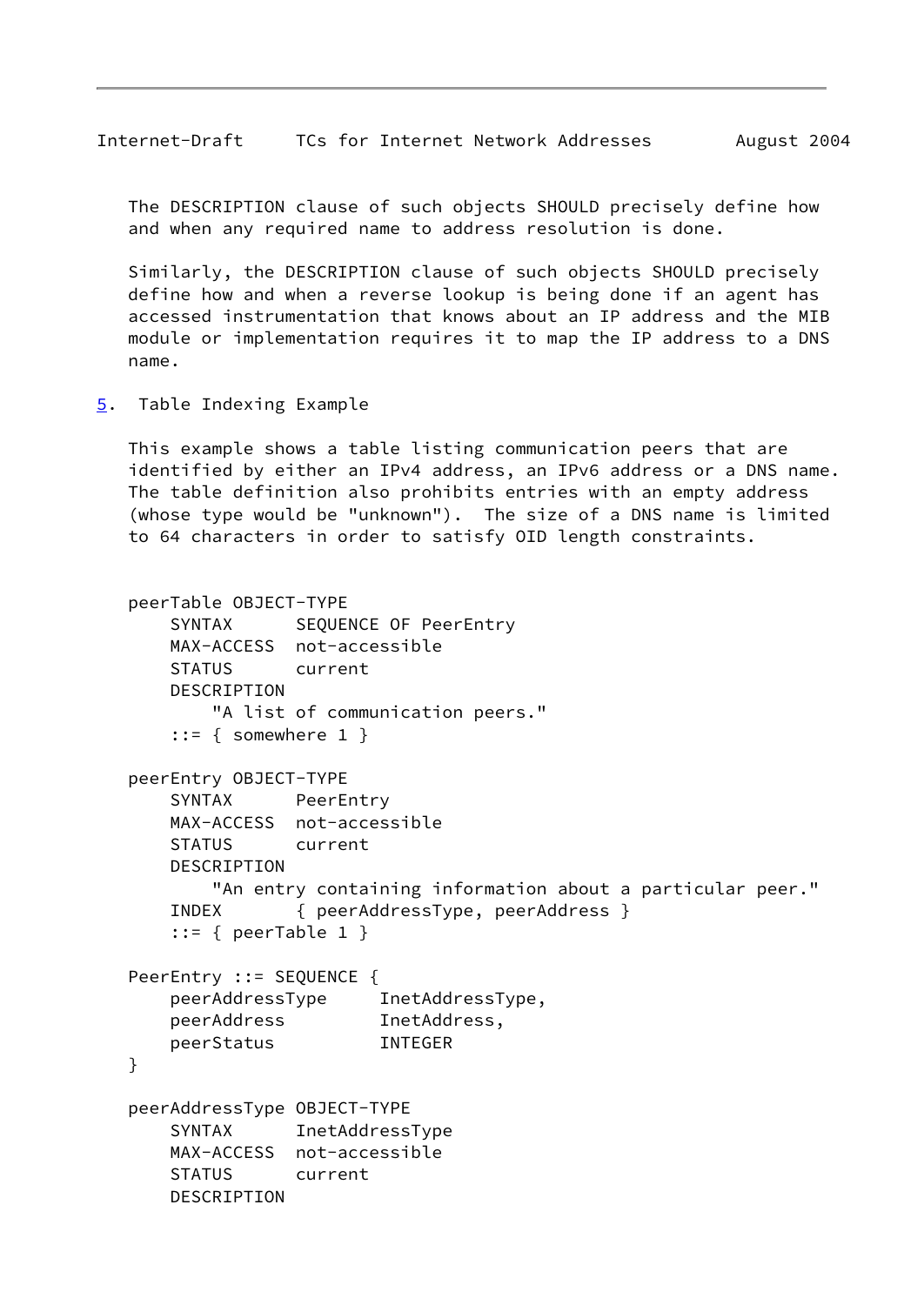The DESCRIPTION clause of such objects SHOULD precisely define how and when any required name to address resolution is done.

Similarly, the DESCRIPTION clause of such objects SHOULD precisely define how and when a reverse lookup is being done if an agent has accessed instrumentation that knows about an IP address and the MIB module or implementation requires it to map the IP address to a DNS name.

## 5. Table Indexing Example

This example shows a table listing communication peers that are identified by either an IPv4 address, an IPv6 address or a DNS name. The table definition also prohibits entries with an empty address (whose type would be "unknown"). The size of a DNS name is limited to 64 characters in order to satisfy OID length constraints.

```
peerTable OBJECT-TYPE
    SYNTAX      SEQUENCE OF PeerEntry
    MAX-ACCESS  not-accessible
    STATUS      current
    DESCRIPTION
        "A list of communication peers."
    ::= { somewhere 1 }

peerEntry OBJECT-TYPE
    SYNTAX      PeerEntry
    MAX-ACCESS  not-accessible
    STATUS      current
    DESCRIPTION
        "An entry containing information about a particular peer."
    INDEX       { peerAddressType, peerAddress }
    ::= { peerTable 1 }

PeerEntry ::= SEQUENCE {
    peerAddressType     InetAddressType,
    peerAddress         InetAddress,
    peerStatus          INTEGER
}

peerAddressType OBJECT-TYPE
    SYNTAX      InetAddressType
    MAX-ACCESS  not-accessible
    STATUS      current
    DESCRIPTION
```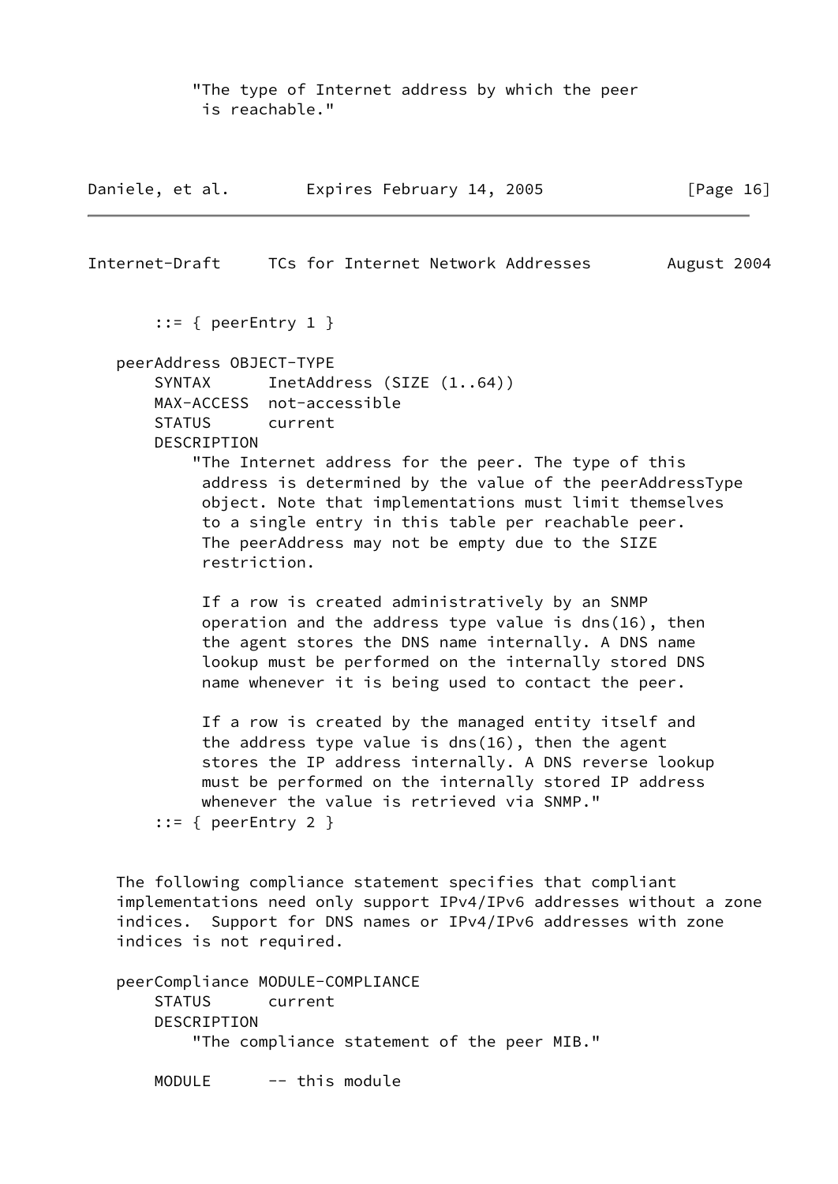```
           "The type of Internet address by which the peer
            is reachable."
```

```
       ::= { peerEntry 1 }

   peerAddress OBJECT-TYPE
       SYNTAX      InetAddress (SIZE (1..64))
       MAX-ACCESS  not-accessible
       STATUS      current
       DESCRIPTION
           "The Internet address for the peer. The type of this
            address is determined by the value of the peerAddressType
            object. Note that implementations must limit themselves
            to a single entry in this table per reachable peer.
            The peerAddress may not be empty due to the SIZE
            restriction.

            If a row is created administratively by an SNMP
            operation and the address type value is dns(16), then
            the agent stores the DNS name internally. A DNS name
            lookup must be performed on the internally stored DNS
            name whenever it is being used to contact the peer.

            If a row is created by the managed entity itself and
            the address type value is dns(16), then the agent
            stores the IP address internally. A DNS reverse lookup
            must be performed on the internally stored IP address
            whenever the value is retrieved via SNMP."
       ::= { peerEntry 2 }
```

The following compliance statement specifies that compliant implementations need only support IPv4/IPv6 addresses without a zone indices. Support for DNS names or IPv4/IPv6 addresses with zone indices is not required.

```
   peerCompliance MODULE-COMPLIANCE
       STATUS      current
       DESCRIPTION
           "The compliance statement of the peer MIB."

       MODULE      -- this module
```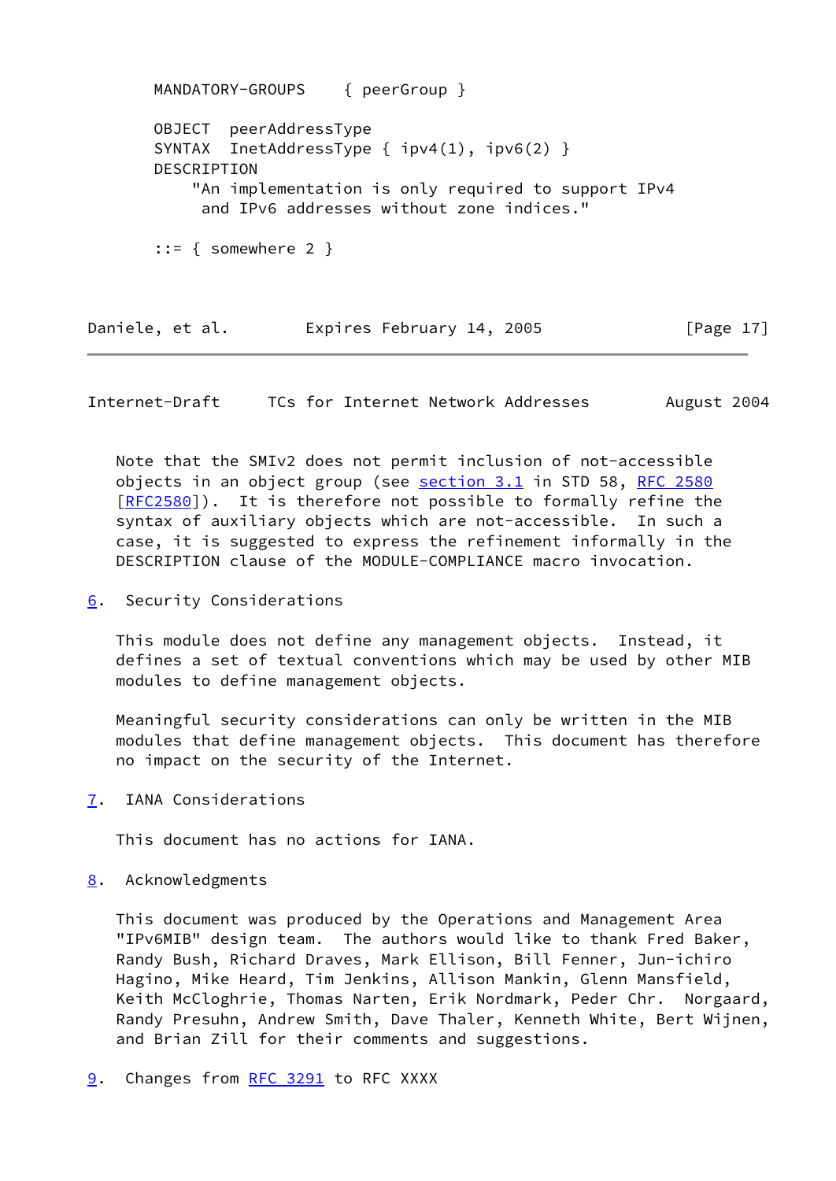```
       MANDATORY-GROUPS    { peerGroup }

       OBJECT  peerAddressType
       SYNTAX  InetAddressType { ipv4(1), ipv6(2) }
       DESCRIPTION
           "An implementation is only required to support IPv4
            and IPv6 addresses without zone indices."

       ::= { somewhere 2 }
```

Note that the SMIv2 does not permit inclusion of not-accessible objects in an object group (see section 3.1 in STD 58, RFC 2580 [RFC2580]). It is therefore not possible to formally refine the syntax of auxiliary objects which are not-accessible. In such a case, it is suggested to express the refinement informally in the DESCRIPTION clause of the MODULE-COMPLIANCE macro invocation.

## 6. Security Considerations

This module does not define any management objects. Instead, it defines a set of textual conventions which may be used by other MIB modules to define management objects.

Meaningful security considerations can only be written in the MIB modules that define management objects. This document has therefore no impact on the security of the Internet.

## 7. IANA Considerations

This document has no actions for IANA.

## 8. Acknowledgments

This document was produced by the Operations and Management Area "IPv6MIB" design team. The authors would like to thank Fred Baker, Randy Bush, Richard Draves, Mark Ellison, Bill Fenner, Jun-ichiro Hagino, Mike Heard, Tim Jenkins, Allison Mankin, Glenn Mansfield, Keith McCloghrie, Thomas Narten, Erik Nordmark, Peder Chr. Norgaard, Randy Presuhn, Andrew Smith, Dave Thaler, Kenneth White, Bert Wijnen, and Brian Zill for their comments and suggestions.

## 9. Changes from RFC 3291 to RFC XXXX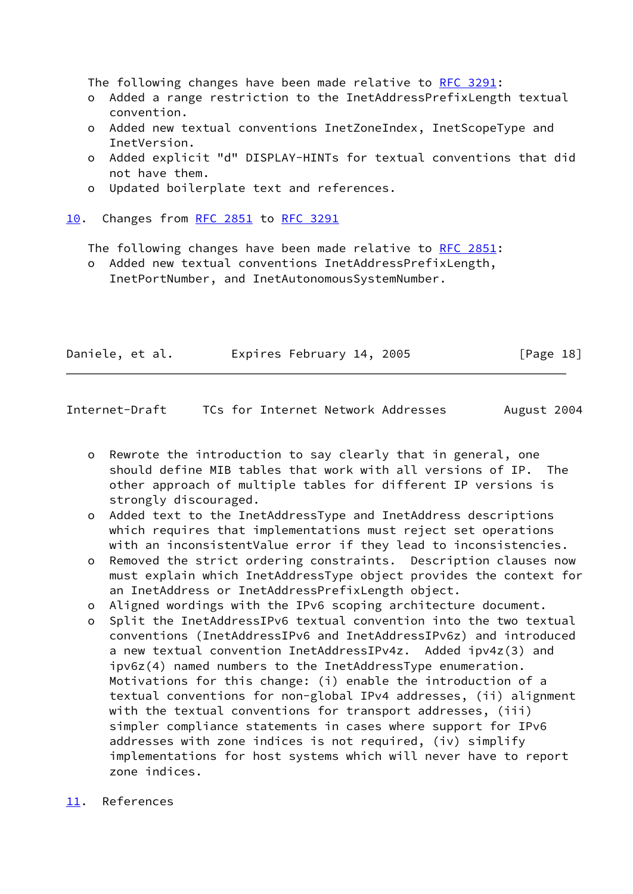The following changes have been made relative to RFC 3291:

- Added a range restriction to the InetAddressPrefixLength textual convention.
- Added new textual conventions InetZoneIndex, InetScopeType and InetVersion.
- Added explicit "d" DISPLAY-HINTs for textual conventions that did not have them.
- Updated boilerplate text and references.

## 10. Changes from RFC 2851 to RFC 3291

The following changes have been made relative to RFC 2851:

- Added new textual conventions InetAddressPrefixLength, InetPortNumber, and InetAutonomousSystemNumber.
- Rewrote the introduction to say clearly that in general, one should define MIB tables that work with all versions of IP. The other approach of multiple tables for different IP versions is strongly discouraged.
- Added text to the InetAddressType and InetAddress descriptions which requires that implementations must reject set operations with an inconsistentValue error if they lead to inconsistencies.
- Removed the strict ordering constraints. Description clauses now must explain which InetAddressType object provides the context for an InetAddress or InetAddressPrefixLength object.
- Aligned wordings with the IPv6 scoping architecture document.
- Split the InetAddressIPv6 textual convention into the two textual conventions (InetAddressIPv6 and InetAddressIPv6z) and introduced a new textual convention InetAddressIPv4z. Added ipv4z(3) and ipv6z(4) named numbers to the InetAddressType enumeration. Motivations for this change: (i) enable the introduction of a textual conventions for non-global IPv4 addresses, (ii) alignment with the textual conventions for transport addresses, (iii) simpler compliance statements in cases where support for IPv6 addresses with zone indices is not required, (iv) simplify implementations for host systems which will never have to report zone indices.

## 11. References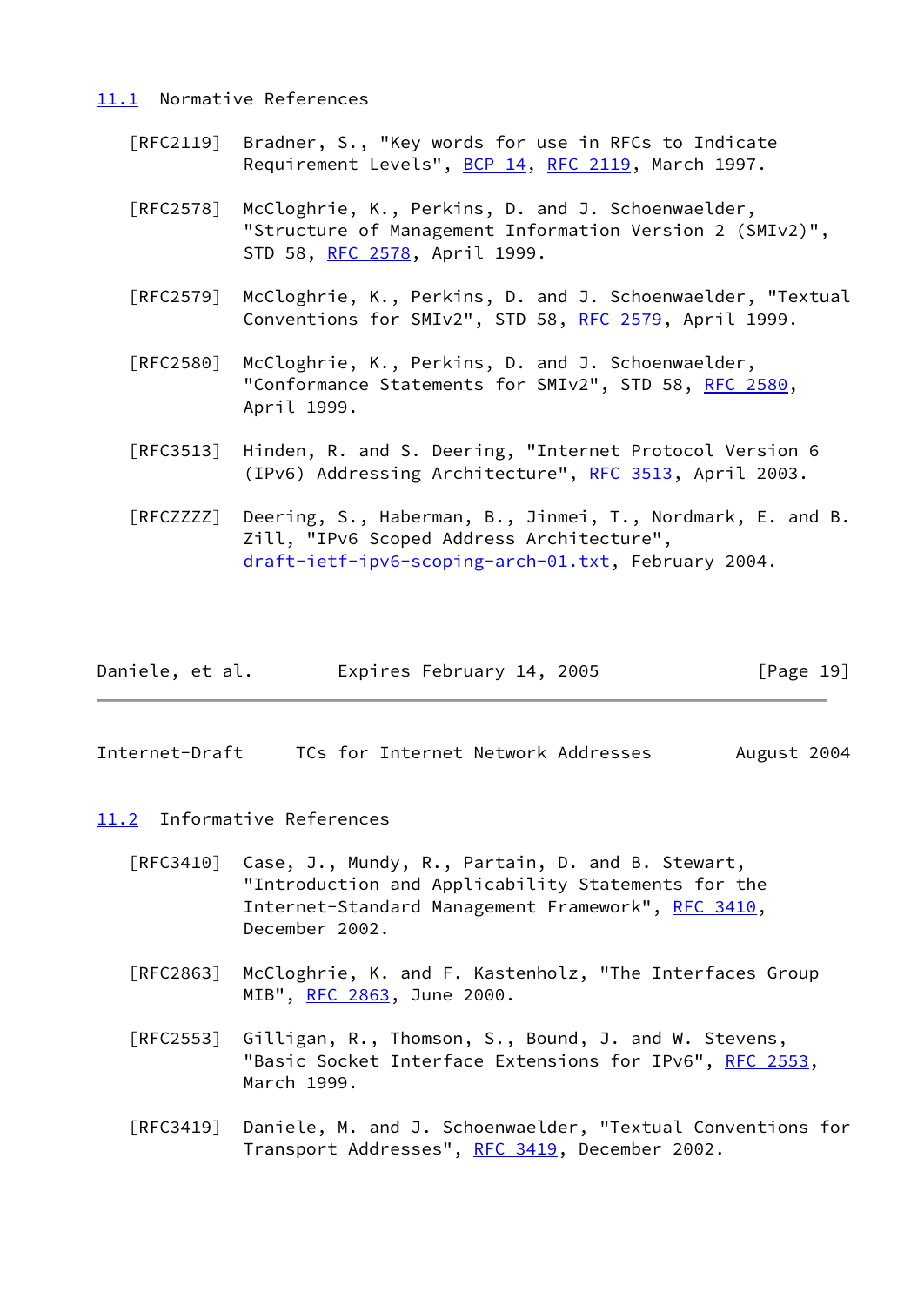## 11.1 Normative References

[RFC2119] Bradner, S., "Key words for use in RFCs to Indicate Requirement Levels", BCP 14, RFC 2119, March 1997.

[RFC2578] McCloghrie, K., Perkins, D. and J. Schoenwaelder, "Structure of Management Information Version 2 (SMIv2)", STD 58, RFC 2578, April 1999.

[RFC2579] McCloghrie, K., Perkins, D. and J. Schoenwaelder, "Textual Conventions for SMIv2", STD 58, RFC 2579, April 1999.

[RFC2580] McCloghrie, K., Perkins, D. and J. Schoenwaelder, "Conformance Statements for SMIv2", STD 58, RFC 2580, April 1999.

[RFC3513] Hinden, R. and S. Deering, "Internet Protocol Version 6 (IPv6) Addressing Architecture", RFC 3513, April 2003.

[RFCZZZZ] Deering, S., Haberman, B., Jinmei, T., Nordmark, E. and B. Zill, "IPv6 Scoped Address Architecture", draft-ietf-ipv6-scoping-arch-01.txt, February 2004.

## 11.2 Informative References

[RFC3410] Case, J., Mundy, R., Partain, D. and B. Stewart, "Introduction and Applicability Statements for the Internet-Standard Management Framework", RFC 3410, December 2002.

[RFC2863] McCloghrie, K. and F. Kastenholz, "The Interfaces Group MIB", RFC 2863, June 2000.

[RFC2553] Gilligan, R., Thomson, S., Bound, J. and W. Stevens, "Basic Socket Interface Extensions for IPv6", RFC 2553, March 1999.

[RFC3419] Daniele, M. and J. Schoenwaelder, "Textual Conventions for Transport Addresses", RFC 3419, December 2002.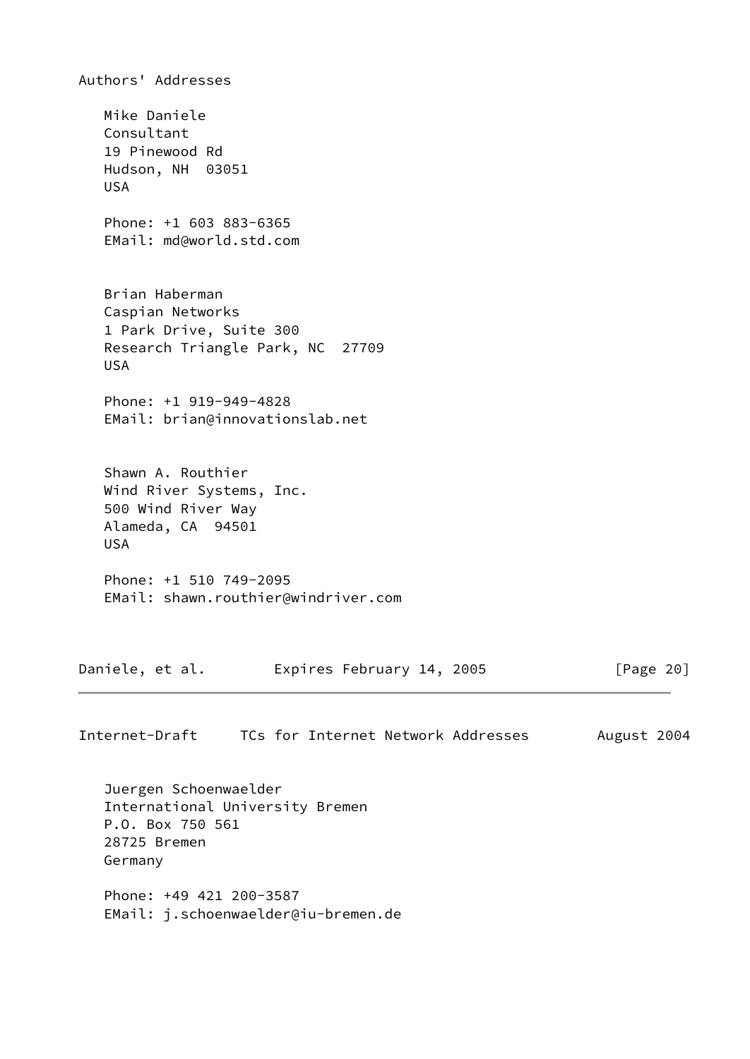## Authors' Addresses

Mike Daniele
Consultant
19 Pinewood Rd
Hudson, NH  03051
USA

Phone: +1 603 883-6365
EMail: md@world.std.com

Brian Haberman
Caspian Networks
1 Park Drive, Suite 300
Research Triangle Park, NC  27709
USA

Phone: +1 919-949-4828
EMail: brian@innovationslab.net

Shawn A. Routhier
Wind River Systems, Inc.
500 Wind River Way
Alameda, CA  94501
USA

Phone: +1 510 749-2095
EMail: shawn.routhier@windriver.com

Juergen Schoenwaelder
International University Bremen
P.O. Box 750 561
28725 Bremen
Germany

Phone: +49 421 200-3587
EMail: j.schoenwaelder@iu-bremen.de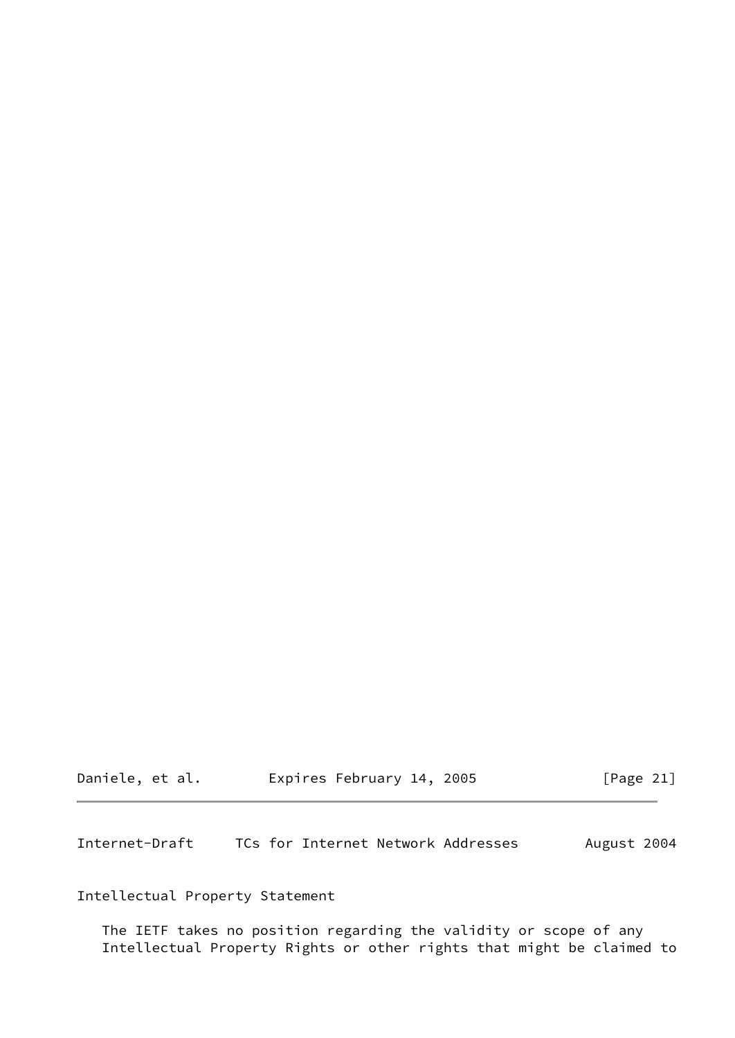## Intellectual Property Statement

The IETF takes no position regarding the validity or scope of any Intellectual Property Rights or other rights that might be claimed to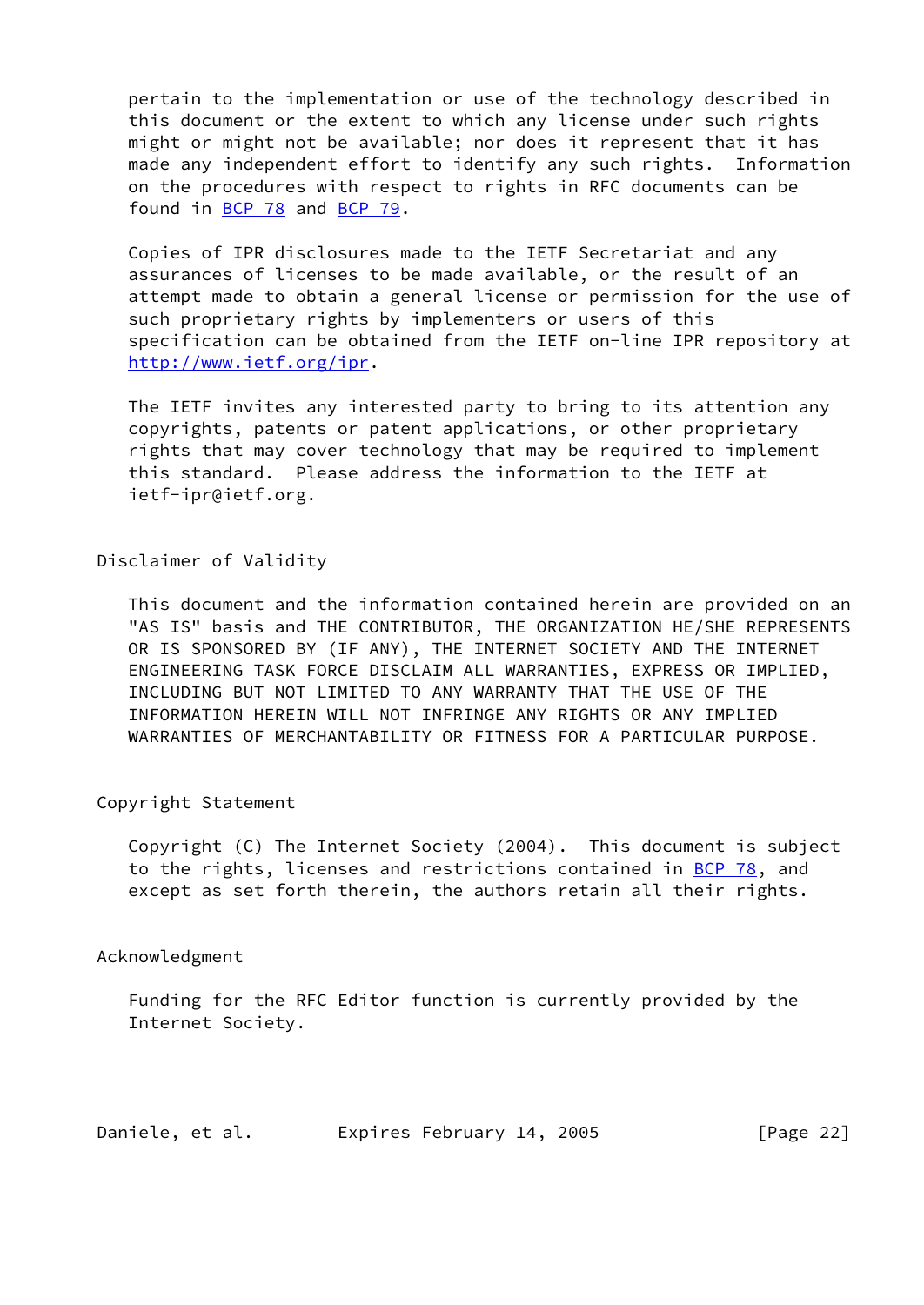pertain to the implementation or use of the technology described in this document or the extent to which any license under such rights might or might not be available; nor does it represent that it has made any independent effort to identify any such rights. Information on the procedures with respect to rights in RFC documents can be found in BCP 78 and BCP 79.

Copies of IPR disclosures made to the IETF Secretariat and any assurances of licenses to be made available, or the result of an attempt made to obtain a general license or permission for the use of such proprietary rights by implementers or users of this specification can be obtained from the IETF on-line IPR repository at http://www.ietf.org/ipr.

The IETF invites any interested party to bring to its attention any copyrights, patents or patent applications, or other proprietary rights that may cover technology that may be required to implement this standard. Please address the information to the IETF at ietf-ipr@ietf.org.

## Disclaimer of Validity

This document and the information contained herein are provided on an "AS IS" basis and THE CONTRIBUTOR, THE ORGANIZATION HE/SHE REPRESENTS OR IS SPONSORED BY (IF ANY), THE INTERNET SOCIETY AND THE INTERNET ENGINEERING TASK FORCE DISCLAIM ALL WARRANTIES, EXPRESS OR IMPLIED, INCLUDING BUT NOT LIMITED TO ANY WARRANTY THAT THE USE OF THE INFORMATION HEREIN WILL NOT INFRINGE ANY RIGHTS OR ANY IMPLIED WARRANTIES OF MERCHANTABILITY OR FITNESS FOR A PARTICULAR PURPOSE.

## Copyright Statement

Copyright (C) The Internet Society (2004). This document is subject to the rights, licenses and restrictions contained in BCP 78, and except as set forth therein, the authors retain all their rights.

## Acknowledgment

Funding for the RFC Editor function is currently provided by the Internet Society.